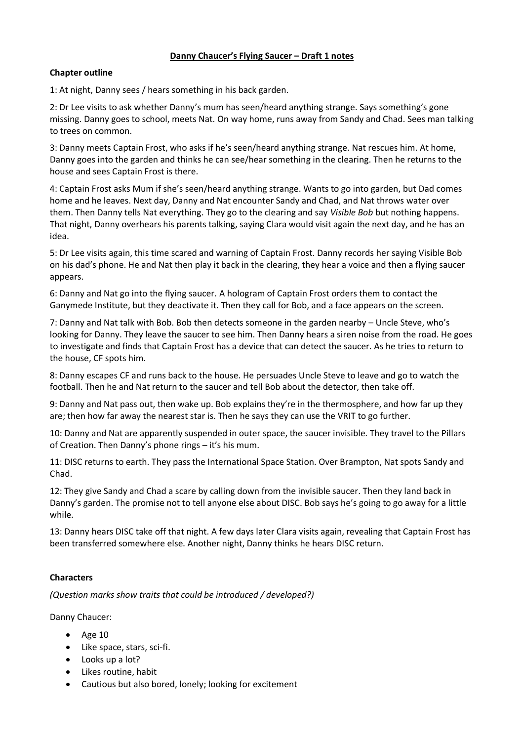**Danny Chaucer's Flying Saucer – Draft 1 notes**

**Chapter outline**

1: At night, Danny sees / hears something in his back garden.

2: Dr Lee visits to ask whether Danny's mum has seen/heard anything strange. Says something's gone missing. Danny goes to school, meets Nat. On way home, runs away from Sandy and Chad. Sees man talking to trees on common.

3: Danny meets Captain Frost, who asks if he's seen/heard anything strange. Nat rescues him. At home, Danny goes into the garden and thinks he can see/hear something in the clearing. Then he returns to the house and sees Captain Frost is there.

4: Captain Frost asks Mum if she's seen/heard anything strange. Wants to go into garden, but Dad comes home and he leaves. Next day, Danny and Nat encounter Sandy and Chad, and Nat throws water over them. Then Danny tells Nat everything. They go to the clearing and say *Visible Bob* but nothing happens. That night, Danny overhears his parents talking, saying Clara would visit again the next day, and he has an idea.

5: Dr Lee visits again, this time scared and warning of Captain Frost. Danny records her saying Visible Bob on his dad's phone. He and Nat then play it back in the clearing, they hear a voice and then a flying saucer appears.

6: Danny and Nat go into the flying saucer. A hologram of Captain Frost orders them to contact the Ganymede Institute, but they deactivate it. Then they call for Bob, and a face appears on the screen.

7: Danny and Nat talk with Bob. Bob then detects someone in the garden nearby – Uncle Steve, who's looking for Danny. They leave the saucer to see him. Then Danny hears a siren noise from the road. He goes to investigate and finds that Captain Frost has a device that can detect the saucer. As he tries to return to the house, CF spots him.

8: Danny escapes CF and runs back to the house. He persuades Uncle Steve to leave and go to watch the football. Then he and Nat return to the saucer and tell Bob about the detector, then take off.

9: Danny and Nat pass out, then wake up. Bob explains they're in the thermosphere, and how far up they are; then how far away the nearest star is. Then he says they can use the VRIT to go further.

10: Danny and Nat are apparently suspended in outer space, the saucer invisible. They travel to the Pillars of Creation. Then Danny's phone rings – it's his mum.

11: DISC returns to earth. They pass the International Space Station. Over Brampton, Nat spots Sandy and Chad.

12: They give Sandy and Chad a scare by calling down from the invisible saucer. Then they land back in Danny's garden. The promise not to tell anyone else about DISC. Bob says he's going to go away for a little while.

13: Danny hears DISC take off that night. A few days later Clara visits again, revealing that Captain Frost has been transferred somewhere else. Another night, Danny thinks he hears DISC return.

**Characters**

*(Question marks show traits that could be introduced / developed?)*

Danny Chaucer:

- Age 10
- Like space, stars, sci-fi.
- Looks up a lot?
- Likes routine, habit
- Cautious but also bored, lonely; looking for excitement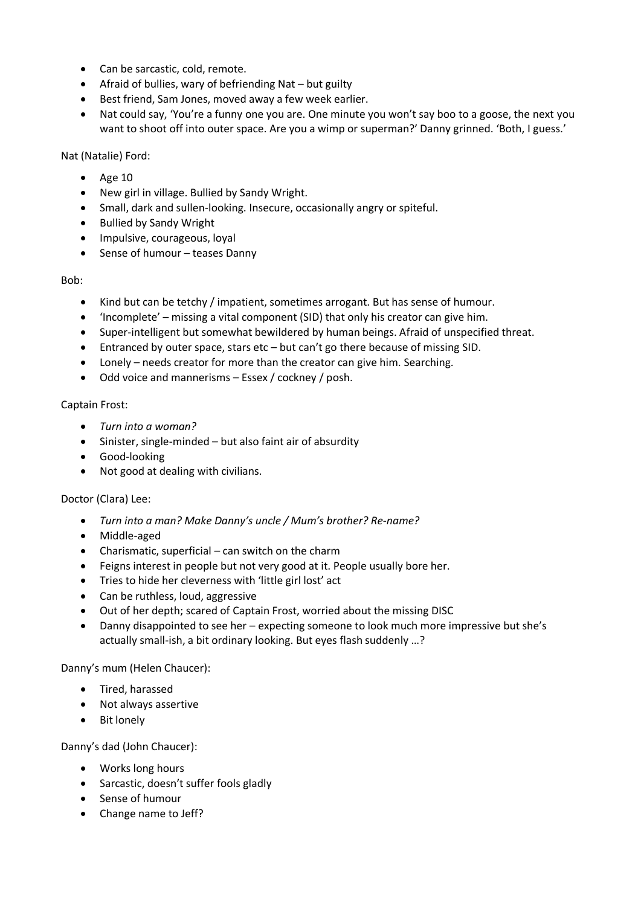- Can be sarcastic, cold, remote.
- Afraid of bullies, wary of befriending Nat – but guilty
- Best friend, Sam Jones, moved away a few week earlier.
- Nat could say, 'You're a funny one you are. One minute you won't say boo to a goose, the next you want to shoot off into outer space. Are you a wimp or superman?' Danny grinned. 'Both, I guess.'

Nat (Natalie) Ford:

- Age 10
- New girl in village. Bullied by Sandy Wright.
- Small, dark and sullen-looking. Insecure, occasionally angry or spiteful.
- Bullied by Sandy Wright
- Impulsive, courageous, loyal
- Sense of humour – teases Danny

Bob:

- Kind but can be tetchy / impatient, sometimes arrogant. But has sense of humour.
- 'Incomplete' – missing a vital component (SID) that only his creator can give him.
- Super-intelligent but somewhat bewildered by human beings. Afraid of unspecified threat.
- Entranced by outer space, stars etc – but can't go there because of missing SID.
- Lonely – needs creator for more than the creator can give him. Searching.
- Odd voice and mannerisms – Essex / cockney / posh.

Captain Frost:

- *Turn into a woman?*
- Sinister, single-minded – but also faint air of absurdity
- Good-looking
- Not good at dealing with civilians.

Doctor (Clara) Lee:

- *Turn into a man? Make Danny's uncle / Mum's brother? Re-name?*
- Middle-aged
- Charismatic, superficial – can switch on the charm
- Feigns interest in people but not very good at it. People usually bore her.
- Tries to hide her cleverness with 'little girl lost' act
- Can be ruthless, loud, aggressive
- Out of her depth; scared of Captain Frost, worried about the missing DISC
- Danny disappointed to see her – expecting someone to look much more impressive but she's actually small-ish, a bit ordinary looking. But eyes flash suddenly …?

Danny's mum (Helen Chaucer):

- Tired, harassed
- Not always assertive
- Bit lonely

Danny's dad (John Chaucer):

- Works long hours
- Sarcastic, doesn't suffer fools gladly
- Sense of humour
- Change name to Jeff?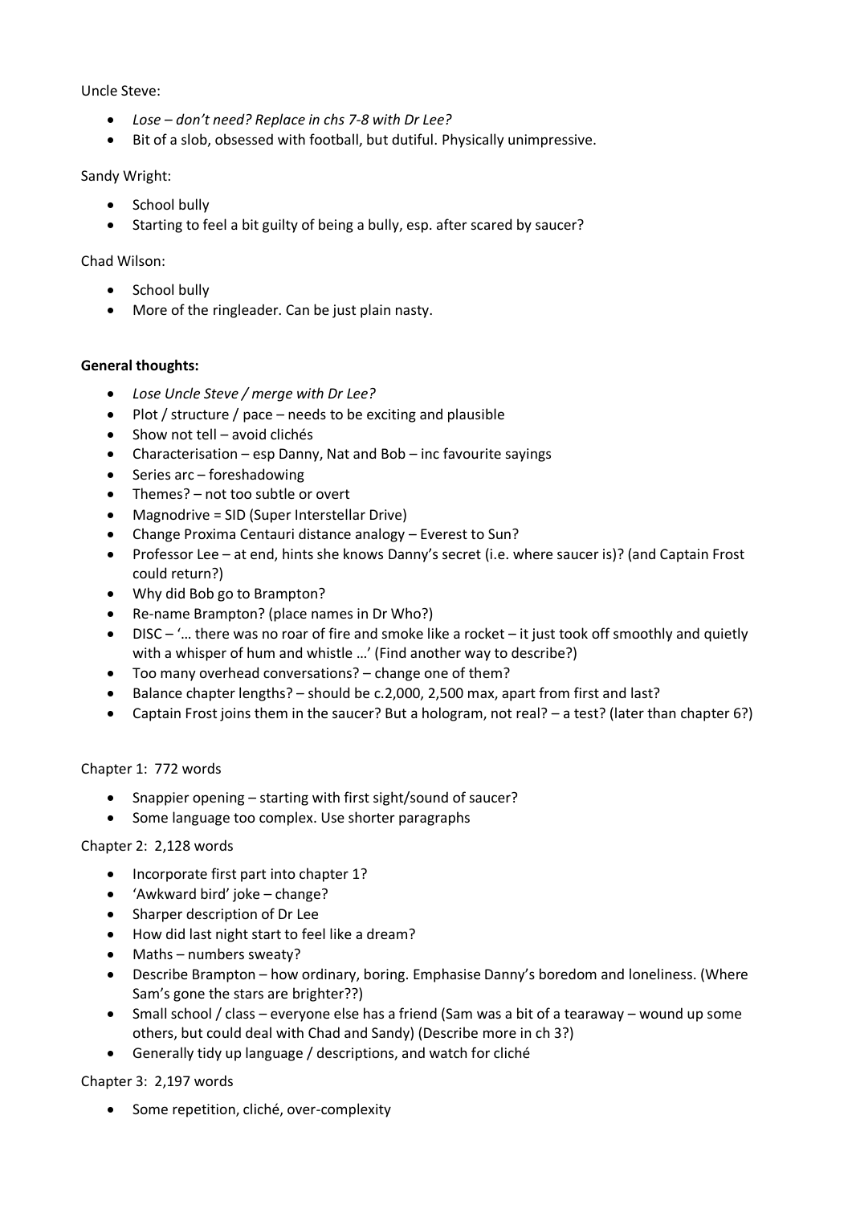Uncle Steve:

- *Lose – don't need? Replace in chs 7-8 with Dr Lee?*
- Bit of a slob, obsessed with football, but dutiful. Physically unimpressive.

Sandy Wright:

- School bully
- Starting to feel a bit guilty of being a bully, esp. after scared by saucer?

Chad Wilson:

- School bully
- More of the ringleader. Can be just plain nasty.

**General thoughts:**

- *Lose Uncle Steve / merge with Dr Lee?*
- Plot / structure / pace – needs to be exciting and plausible
- Show not tell – avoid clichés
- Characterisation – esp Danny, Nat and Bob – inc favourite sayings
- Series arc – foreshadowing
- Themes? – not too subtle or overt
- Magnodrive = SID (Super Interstellar Drive)
- Change Proxima Centauri distance analogy – Everest to Sun?
- Professor Lee – at end, hints she knows Danny's secret (i.e. where saucer is)? (and Captain Frost could return?)
- Why did Bob go to Brampton?
- Re-name Brampton? (place names in Dr Who?)
- DISC – '… there was no roar of fire and smoke like a rocket – it just took off smoothly and quietly with a whisper of hum and whistle …' (Find another way to describe?)
- Too many overhead conversations? – change one of them?
- Balance chapter lengths? – should be c.2,000, 2,500 max, apart from first and last?
- Captain Frost joins them in the saucer? But a hologram, not real? – a test? (later than chapter 6?)

Chapter 1: 772 words

- Snappier opening – starting with first sight/sound of saucer?
- Some language too complex. Use shorter paragraphs

Chapter 2: 2,128 words

- Incorporate first part into chapter 1?
- 'Awkward bird' joke – change?
- Sharper description of Dr Lee
- How did last night start to feel like a dream?
- Maths – numbers sweaty?
- Describe Brampton – how ordinary, boring. Emphasise Danny's boredom and loneliness. (Where Sam's gone the stars are brighter??)
- Small school / class – everyone else has a friend (Sam was a bit of a tearaway – wound up some others, but could deal with Chad and Sandy) (Describe more in ch 3?)
- Generally tidy up language / descriptions, and watch for cliché

Chapter 3: 2,197 words

- Some repetition, cliché, over-complexity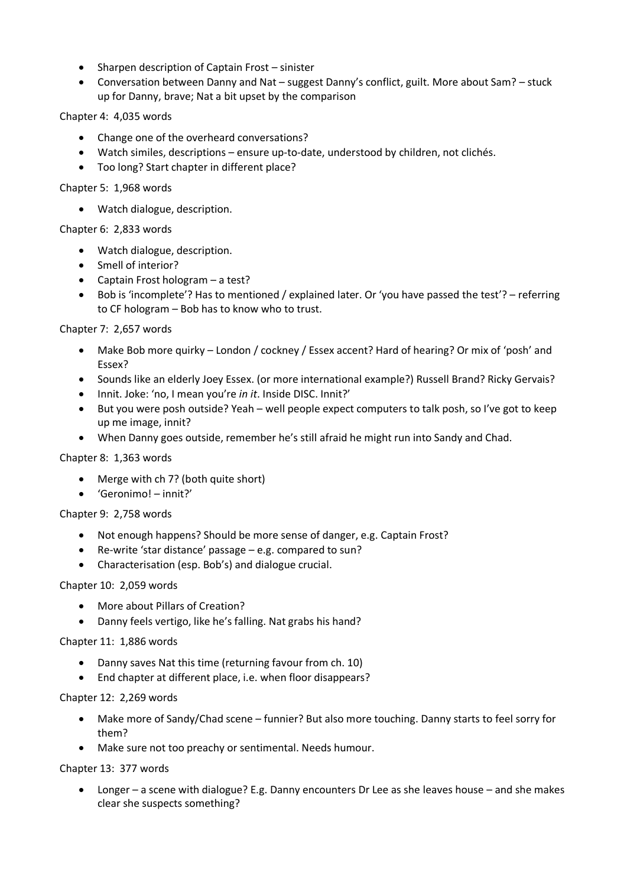- Sharpen description of Captain Frost – sinister
- Conversation between Danny and Nat – suggest Danny's conflict, guilt. More about Sam? – stuck up for Danny, brave; Nat a bit upset by the comparison

Chapter 4: 4,035 words

- Change one of the overheard conversations?
- Watch similes, descriptions – ensure up-to-date, understood by children, not clichés.
- Too long? Start chapter in different place?

Chapter 5: 1,968 words

- Watch dialogue, description.

Chapter 6: 2,833 words

- Watch dialogue, description.
- Smell of interior?
- Captain Frost hologram – a test?
- Bob is 'incomplete'? Has to mentioned / explained later. Or 'you have passed the test'? – referring to CF hologram – Bob has to know who to trust.

Chapter 7: 2,657 words

- Make Bob more quirky – London / cockney / Essex accent? Hard of hearing? Or mix of 'posh' and Essex?
- Sounds like an elderly Joey Essex. (or more international example?) Russell Brand? Ricky Gervais?
- Innit. Joke: 'no, I mean you're *in it*. Inside DISC. Innit?'
- But you were posh outside? Yeah – well people expect computers to talk posh, so I've got to keep up me image, innit?
- When Danny goes outside, remember he's still afraid he might run into Sandy and Chad.

Chapter 8: 1,363 words

- Merge with ch 7? (both quite short)
- 'Geronimo! – innit?'

Chapter 9: 2,758 words

- Not enough happens? Should be more sense of danger, e.g. Captain Frost?
- Re-write 'star distance' passage – e.g. compared to sun?
- Characterisation (esp. Bob's) and dialogue crucial.

Chapter 10: 2,059 words

- More about Pillars of Creation?
- Danny feels vertigo, like he's falling. Nat grabs his hand?

Chapter 11: 1,886 words

- Danny saves Nat this time (returning favour from ch. 10)
- End chapter at different place, i.e. when floor disappears?

Chapter 12: 2,269 words

- Make more of Sandy/Chad scene – funnier? But also more touching. Danny starts to feel sorry for them?
- Make sure not too preachy or sentimental. Needs humour.

Chapter 13: 377 words

- Longer – a scene with dialogue? E.g. Danny encounters Dr Lee as she leaves house – and she makes clear she suspects something?